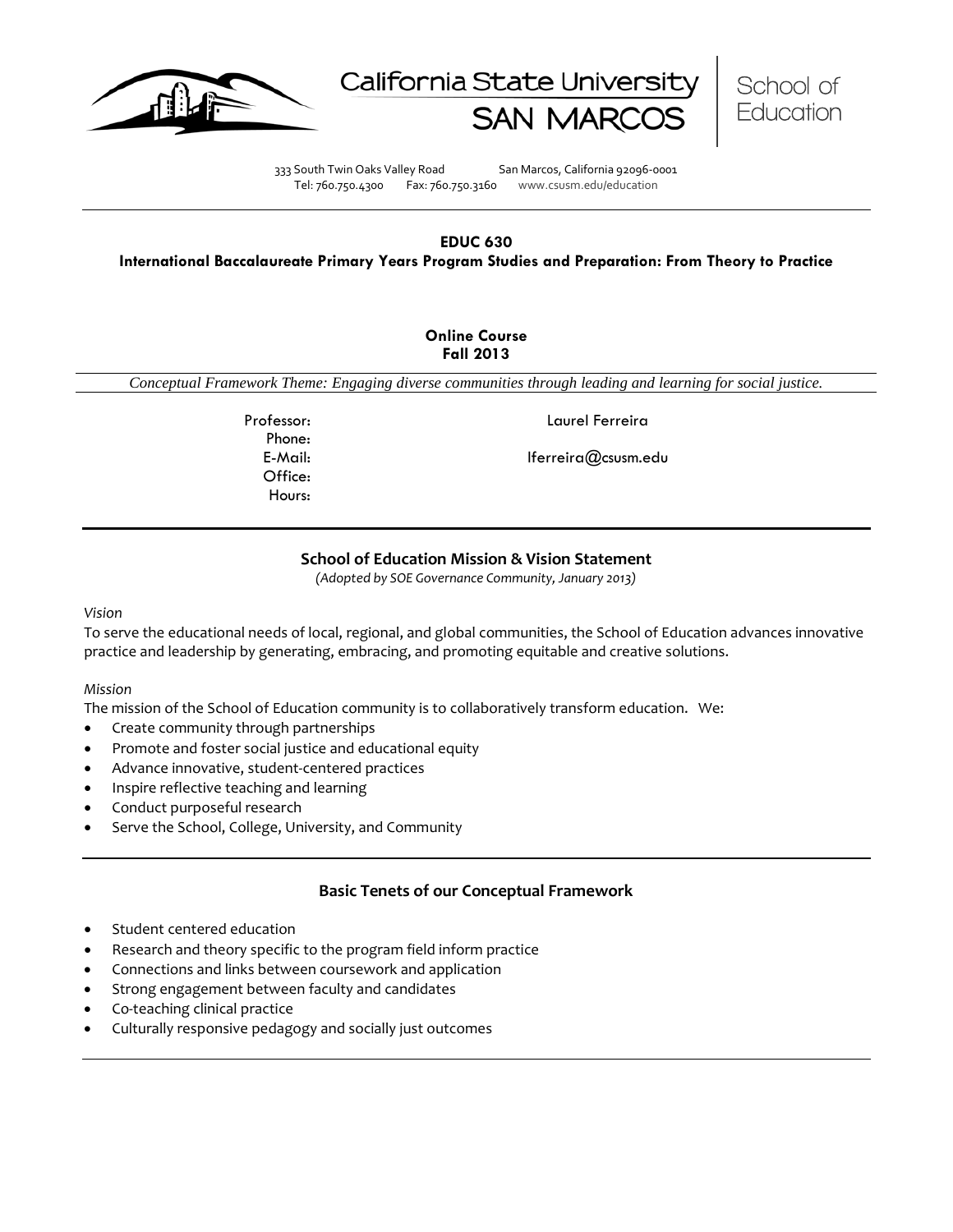California State University SAN MARCOS | School of Education

333 South Twin Oaks Valley Road San Marcos, California 92096-0001
Tel: 760.750.4300 Fax: 760.750.3160 www.csusm.edu/education

---

# EDUC 630
## International Baccalaureate Primary Years Program Studies and Preparation: From Theory to Practice

**Online Course**
**Fall 2013**

*Conceptual Framework Theme: Engaging diverse communities through leading and learning for social justice.*

Professor: Laurel Ferreira
Phone:
E-Mail: lferreira@csusm.edu
Office:
Hours:

---

## School of Education Mission & Vision Statement

*(Adopted by SOE Governance Community, January 2013)*

*Vision*

To serve the educational needs of local, regional, and global communities, the School of Education advances innovative practice and leadership by generating, embracing, and promoting equitable and creative solutions.

*Mission*

The mission of the School of Education community is to collaboratively transform education. We:

- Create community through partnerships
- Promote and foster social justice and educational equity
- Advance innovative, student-centered practices
- Inspire reflective teaching and learning
- Conduct purposeful research
- Serve the School, College, University, and Community

---

## Basic Tenets of our Conceptual Framework

- Student centered education
- Research and theory specific to the program field inform practice
- Connections and links between coursework and application
- Strong engagement between faculty and candidates
- Co-teaching clinical practice
- Culturally responsive pedagogy and socially just outcomes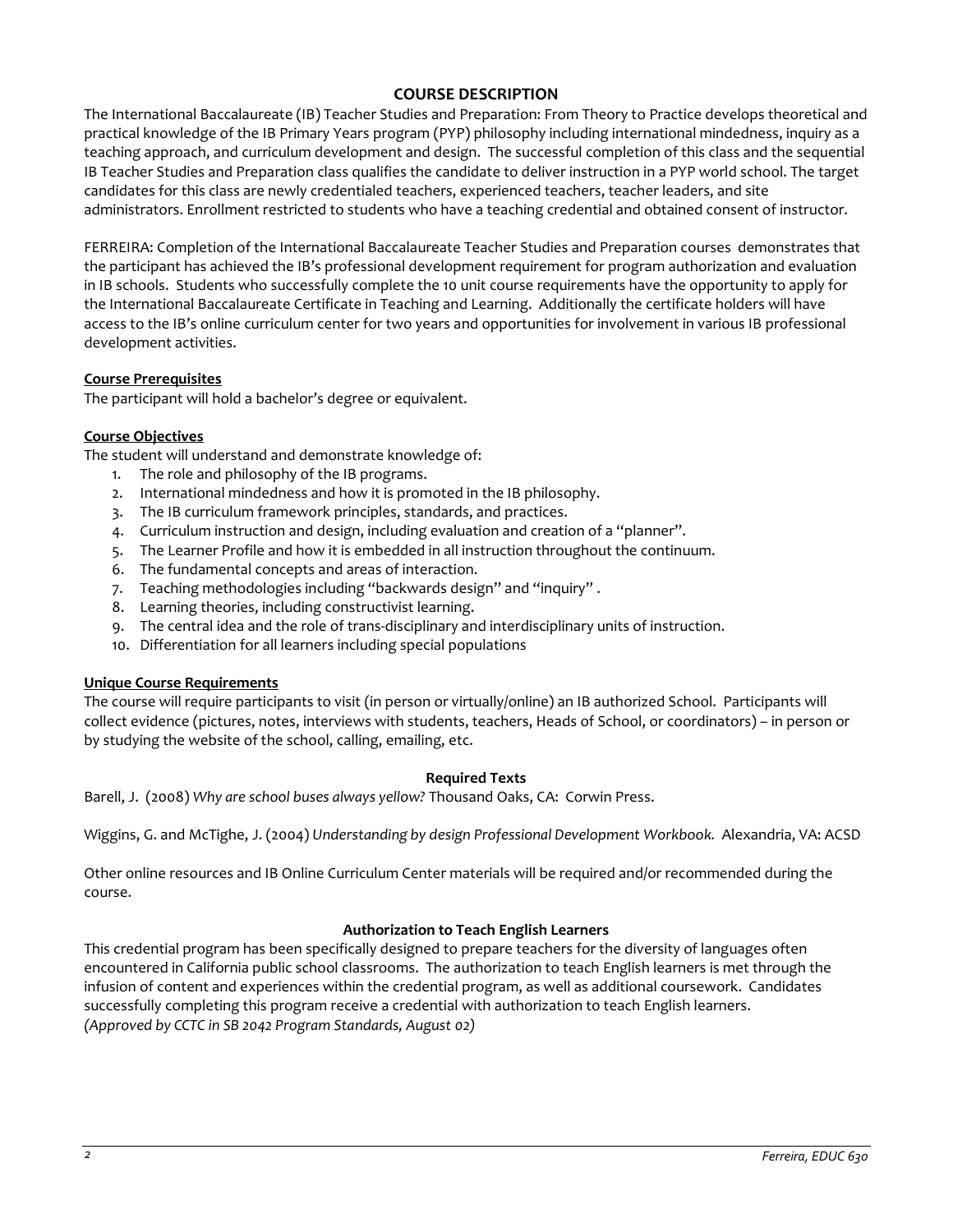## COURSE DESCRIPTION

The International Baccalaureate (IB) Teacher Studies and Preparation: From Theory to Practice develops theoretical and practical knowledge of the IB Primary Years program (PYP) philosophy including international mindedness, inquiry as a teaching approach, and curriculum development and design. The successful completion of this class and the sequential IB Teacher Studies and Preparation class qualifies the candidate to deliver instruction in a PYP world school. The target candidates for this class are newly credentialed teachers, experienced teachers, teacher leaders, and site administrators. Enrollment restricted to students who have a teaching credential and obtained consent of instructor.

FERREIRA: Completion of the International Baccalaureate Teacher Studies and Preparation courses demonstrates that the participant has achieved the IB's professional development requirement for program authorization and evaluation in IB schools. Students who successfully complete the 10 unit course requirements have the opportunity to apply for the International Baccalaureate Certificate in Teaching and Learning. Additionally the certificate holders will have access to the IB's online curriculum center for two years and opportunities for involvement in various IB professional development activities.

### Course Prerequisites

The participant will hold a bachelor's degree or equivalent.

### Course Objectives

The student will understand and demonstrate knowledge of:

1. The role and philosophy of the IB programs.
2. International mindedness and how it is promoted in the IB philosophy.
3. The IB curriculum framework principles, standards, and practices.
4. Curriculum instruction and design, including evaluation and creation of a "planner".
5. The Learner Profile and how it is embedded in all instruction throughout the continuum.
6. The fundamental concepts and areas of interaction.
7. Teaching methodologies including "backwards design" and "inquiry" .
8. Learning theories, including constructivist learning.
9. The central idea and the role of trans-disciplinary and interdisciplinary units of instruction.
10. Differentiation for all learners including special populations

### Unique Course Requirements

The course will require participants to visit (in person or virtually/online) an IB authorized School. Participants will collect evidence (pictures, notes, interviews with students, teachers, Heads of School, or coordinators) – in person or by studying the website of the school, calling, emailing, etc.

### Required Texts

Barell, J. (2008) *Why are school buses always yellow?* Thousand Oaks, CA: Corwin Press.

Wiggins, G. and McTighe, J. (2004) *Understanding by design Professional Development Workbook.* Alexandria, VA: ACSD

Other online resources and IB Online Curriculum Center materials will be required and/or recommended during the course.

### Authorization to Teach English Learners

This credential program has been specifically designed to prepare teachers for the diversity of languages often encountered in California public school classrooms. The authorization to teach English learners is met through the infusion of content and experiences within the credential program, as well as additional coursework. Candidates successfully completing this program receive a credential with authorization to teach English learners.
*(Approved by CCTC in SB 2042 Program Standards, August 02)*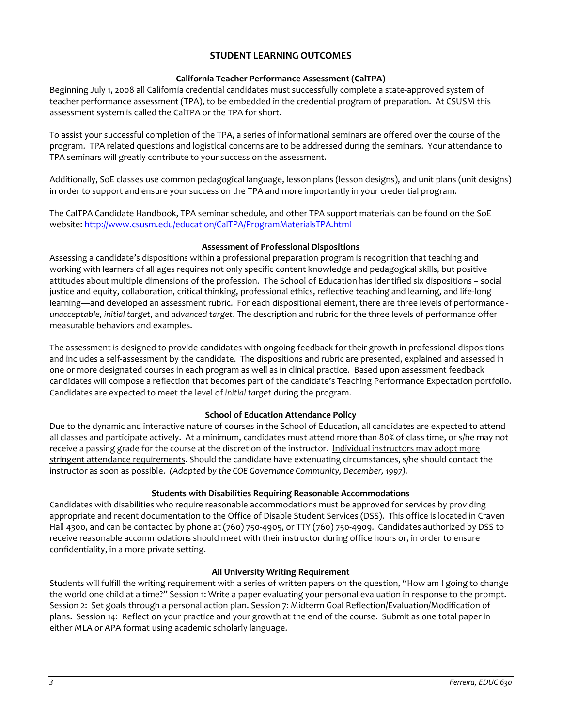## STUDENT LEARNING OUTCOMES

### California Teacher Performance Assessment (CalTPA)

Beginning July 1, 2008 all California credential candidates must successfully complete a state-approved system of teacher performance assessment (TPA), to be embedded in the credential program of preparation. At CSUSM this assessment system is called the CalTPA or the TPA for short.

To assist your successful completion of the TPA, a series of informational seminars are offered over the course of the program. TPA related questions and logistical concerns are to be addressed during the seminars. Your attendance to TPA seminars will greatly contribute to your success on the assessment.

Additionally, SoE classes use common pedagogical language, lesson plans (lesson designs), and unit plans (unit designs) in order to support and ensure your success on the TPA and more importantly in your credential program.

The CalTPA Candidate Handbook, TPA seminar schedule, and other TPA support materials can be found on the SoE website: http://www.csusm.edu/education/CalTPA/ProgramMaterialsTPA.html

### Assessment of Professional Dispositions

Assessing a candidate's dispositions within a professional preparation program is recognition that teaching and working with learners of all ages requires not only specific content knowledge and pedagogical skills, but positive attitudes about multiple dimensions of the profession. The School of Education has identified six dispositions – social justice and equity, collaboration, critical thinking, professional ethics, reflective teaching and learning, and life-long learning—and developed an assessment rubric. For each dispositional element, there are three levels of performance - *unacceptable*, *initial target*, and *advanced target*. The description and rubric for the three levels of performance offer measurable behaviors and examples.

The assessment is designed to provide candidates with ongoing feedback for their growth in professional dispositions and includes a self-assessment by the candidate. The dispositions and rubric are presented, explained and assessed in one or more designated courses in each program as well as in clinical practice. Based upon assessment feedback candidates will compose a reflection that becomes part of the candidate's Teaching Performance Expectation portfolio. Candidates are expected to meet the level of *initial target* during the program.

### School of Education Attendance Policy

Due to the dynamic and interactive nature of courses in the School of Education, all candidates are expected to attend all classes and participate actively. At a minimum, candidates must attend more than 80% of class time, or s/he may not receive a passing grade for the course at the discretion of the instructor. Individual instructors may adopt more stringent attendance requirements. Should the candidate have extenuating circumstances, s/he should contact the instructor as soon as possible. *(Adopted by the COE Governance Community, December, 1997).*

### Students with Disabilities Requiring Reasonable Accommodations

Candidates with disabilities who require reasonable accommodations must be approved for services by providing appropriate and recent documentation to the Office of Disable Student Services (DSS). This office is located in Craven Hall 4300, and can be contacted by phone at (760) 750-4905, or TTY (760) 750-4909. Candidates authorized by DSS to receive reasonable accommodations should meet with their instructor during office hours or, in order to ensure confidentiality, in a more private setting.

### All University Writing Requirement

Students will fulfill the writing requirement with a series of written papers on the question, "How am I going to change the world one child at a time?" Session 1: Write a paper evaluating your personal evaluation in response to the prompt. Session 2: Set goals through a personal action plan. Session 7: Midterm Goal Reflection/Evaluation/Modification of plans. Session 14: Reflect on your practice and your growth at the end of the course. Submit as one total paper in either MLA or APA format using academic scholarly language.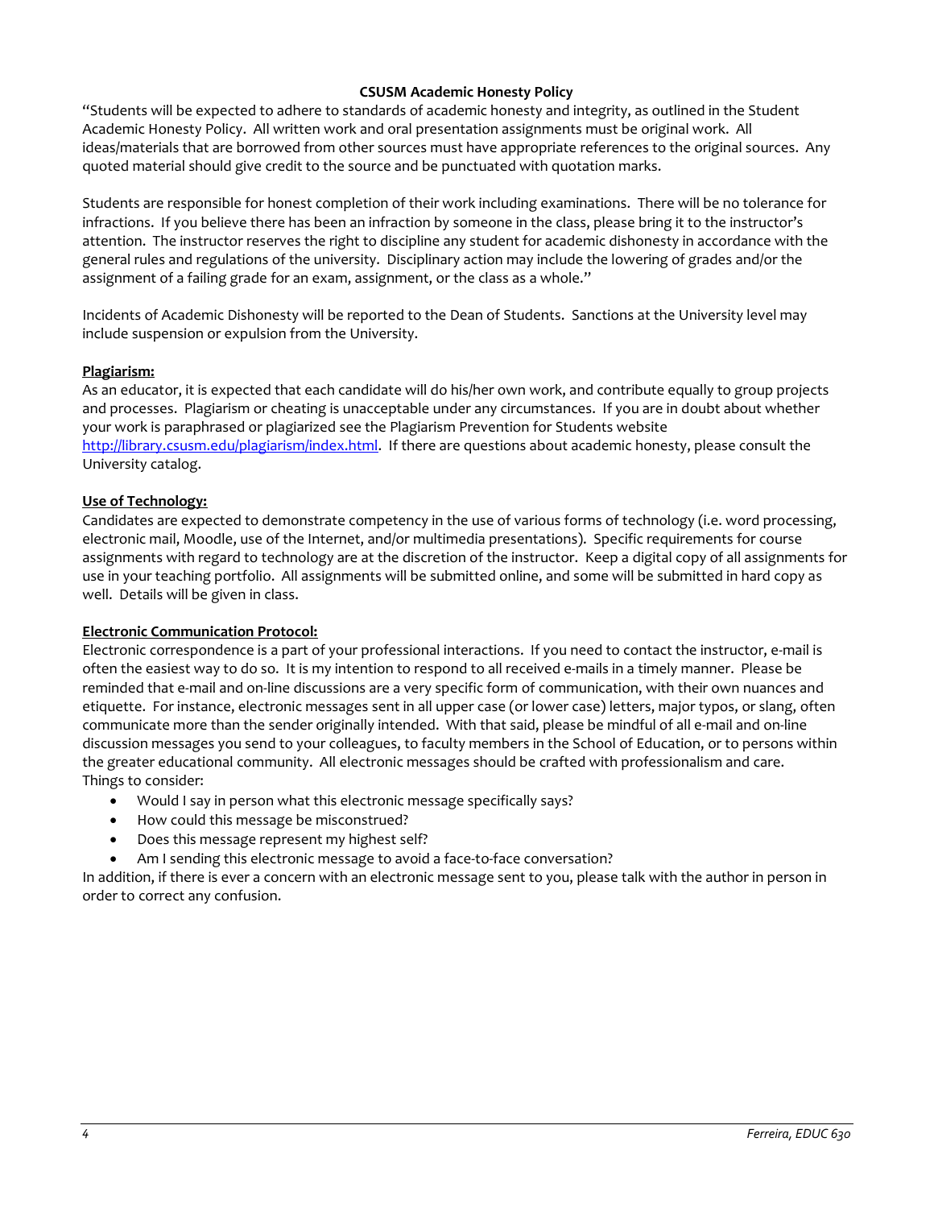**CSUSM Academic Honesty Policy**

"Students will be expected to adhere to standards of academic honesty and integrity, as outlined in the Student Academic Honesty Policy. All written work and oral presentation assignments must be original work. All ideas/materials that are borrowed from other sources must have appropriate references to the original sources. Any quoted material should give credit to the source and be punctuated with quotation marks.

Students are responsible for honest completion of their work including examinations. There will be no tolerance for infractions. If you believe there has been an infraction by someone in the class, please bring it to the instructor's attention. The instructor reserves the right to discipline any student for academic dishonesty in accordance with the general rules and regulations of the university. Disciplinary action may include the lowering of grades and/or the assignment of a failing grade for an exam, assignment, or the class as a whole."

Incidents of Academic Dishonesty will be reported to the Dean of Students. Sanctions at the University level may include suspension or expulsion from the University.

**Plagiarism:**

As an educator, it is expected that each candidate will do his/her own work, and contribute equally to group projects and processes. Plagiarism or cheating is unacceptable under any circumstances. If you are in doubt about whether your work is paraphrased or plagiarized see the Plagiarism Prevention for Students website http://library.csusm.edu/plagiarism/index.html. If there are questions about academic honesty, please consult the University catalog.

**Use of Technology:**

Candidates are expected to demonstrate competency in the use of various forms of technology (i.e. word processing, electronic mail, Moodle, use of the Internet, and/or multimedia presentations). Specific requirements for course assignments with regard to technology are at the discretion of the instructor. Keep a digital copy of all assignments for use in your teaching portfolio. All assignments will be submitted online, and some will be submitted in hard copy as well. Details will be given in class.

**Electronic Communication Protocol:**

Electronic correspondence is a part of your professional interactions. If you need to contact the instructor, e-mail is often the easiest way to do so. It is my intention to respond to all received e-mails in a timely manner. Please be reminded that e-mail and on-line discussions are a very specific form of communication, with their own nuances and etiquette. For instance, electronic messages sent in all upper case (or lower case) letters, major typos, or slang, often communicate more than the sender originally intended. With that said, please be mindful of all e-mail and on-line discussion messages you send to your colleagues, to faculty members in the School of Education, or to persons within the greater educational community. All electronic messages should be crafted with professionalism and care. Things to consider:

- Would I say in person what this electronic message specifically says?
- How could this message be misconstrued?
- Does this message represent my highest self?
- Am I sending this electronic message to avoid a face-to-face conversation?

In addition, if there is ever a concern with an electronic message sent to you, please talk with the author in person in order to correct any confusion.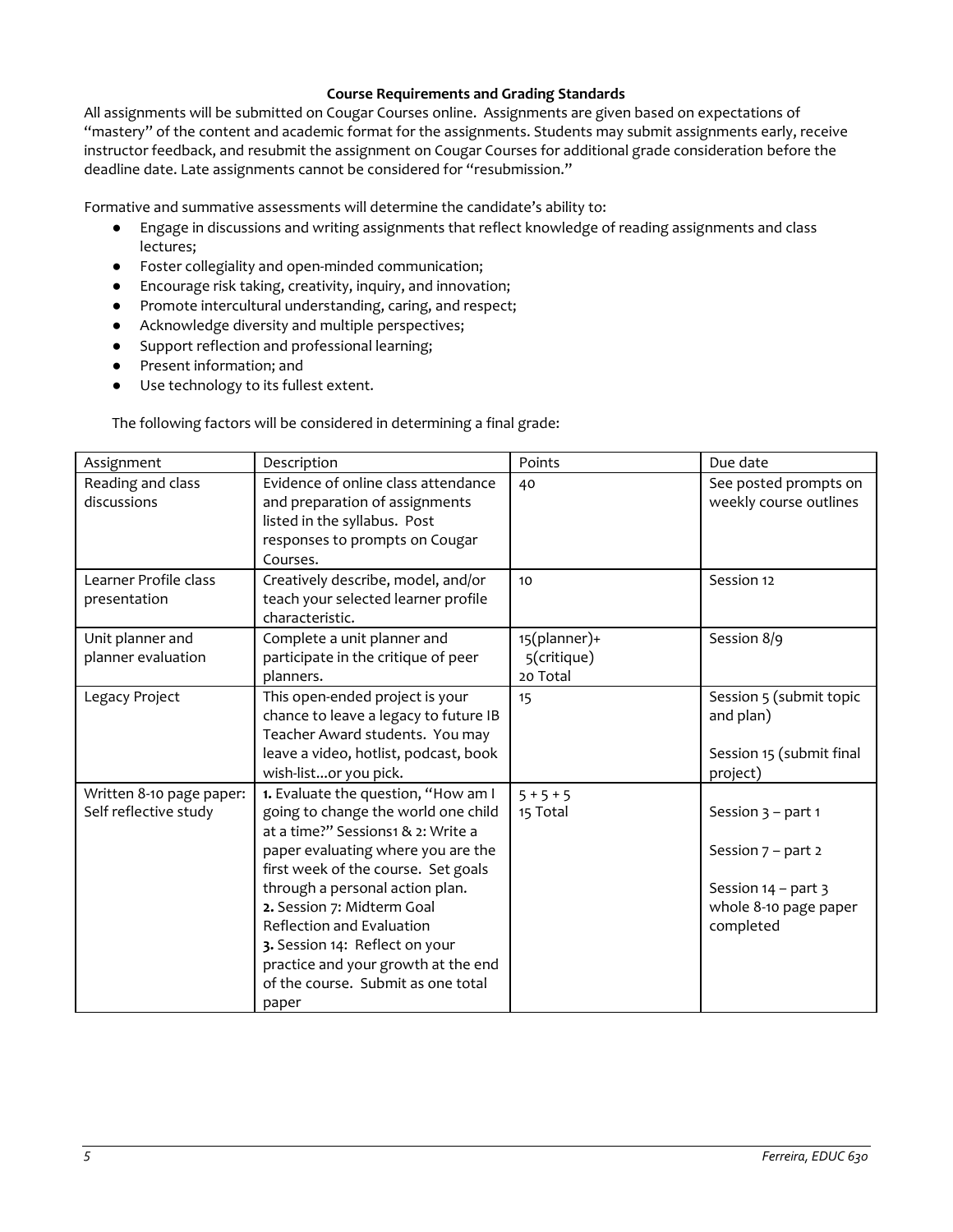### Course Requirements and Grading Standards

All assignments will be submitted on Cougar Courses online. Assignments are given based on expectations of "mastery" of the content and academic format for the assignments. Students may submit assignments early, receive instructor feedback, and resubmit the assignment on Cougar Courses for additional grade consideration before the deadline date. Late assignments cannot be considered for "resubmission."

Formative and summative assessments will determine the candidate's ability to:

- Engage in discussions and writing assignments that reflect knowledge of reading assignments and class lectures;
- Foster collegiality and open-minded communication;
- Encourage risk taking, creativity, inquiry, and innovation;
- Promote intercultural understanding, caring, and respect;
- Acknowledge diversity and multiple perspectives;
- Support reflection and professional learning;
- Present information; and
- Use technology to its fullest extent.

The following factors will be considered in determining a final grade:

| Assignment | Description | Points | Due date |
|---|---|---|---|
| Reading and class discussions | Evidence of online class attendance and preparation of assignments listed in the syllabus. Post responses to prompts on Cougar Courses. | 40 | See posted prompts on weekly course outlines |
| Learner Profile class presentation | Creatively describe, model, and/or teach your selected learner profile characteristic. | 10 | Session 12 |
| Unit planner and planner evaluation | Complete a unit planner and participate in the critique of peer planners. | 15(planner)+ 5(critique) 20 Total | Session 8/9 |
| Legacy Project | This open-ended project is your chance to leave a legacy to future IB Teacher Award students. You may leave a video, hotlist, podcast, book wish-list...or you pick. | 15 | Session 5 (submit topic and plan)<br><br>Session 15 (submit final project) |
| Written 8-10 page paper: Self reflective study | **1.** Evaluate the question, "How am I going to change the world one child at a time?" Sessions1 & 2: Write a paper evaluating where you are the first week of the course. Set goals through a personal action plan.<br>**2.** Session 7: Midterm Goal Reflection and Evaluation<br>**3.** Session 14: Reflect on your practice and your growth at the end of the course. Submit as one total paper | 5 + 5 + 5<br>15 Total | Session 3 – part 1<br><br>Session 7 – part 2<br><br>Session 14 – part 3 whole 8-10 page paper completed |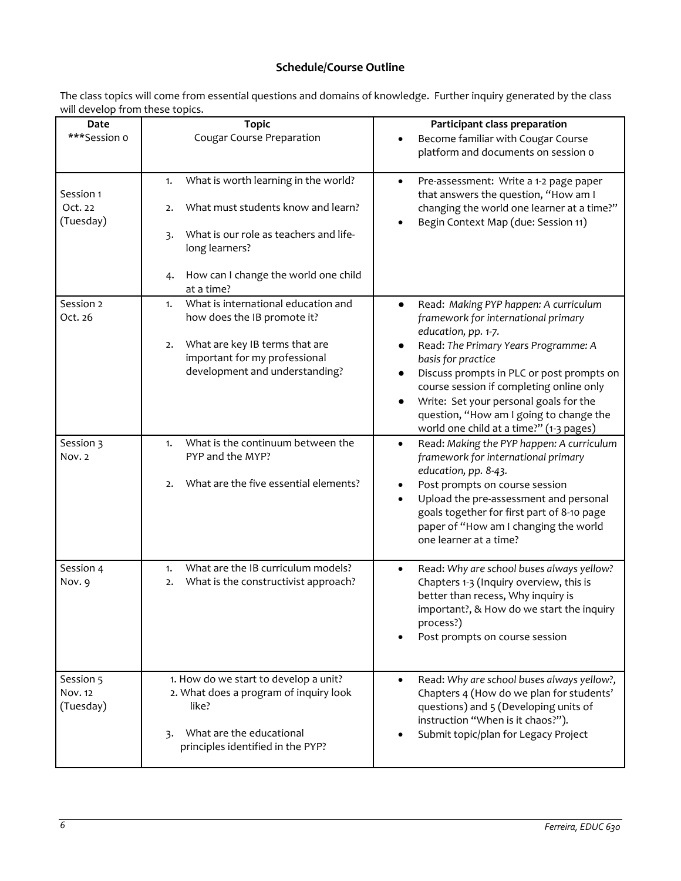### Schedule/Course Outline

The class topics will come from essential questions and domains of knowledge. Further inquiry generated by the class will develop from these topics.

| Date | Topic | Participant class preparation |
|---|---|---|
| ***Session 0 | Cougar Course Preparation | • Become familiar with Cougar Course platform and documents on session 0 |
| Session 1 Oct. 22 (Tuesday) | 1. What is worth learning in the world?<br>2. What must students know and learn?<br>3. What is our role as teachers and life-long learners?<br>4. How can I change the world one child at a time? | • Pre-assessment: Write a 1-2 page paper that answers the question, "How am I changing the world one learner at a time?"<br>• Begin Context Map (due: Session 11) |
| Session 2 Oct. 26 | 1. What is international education and how does the IB promote it?<br>2. What are key IB terms that are important for my professional development and understanding? | • Read: *Making PYP happen: A curriculum framework for international primary education, pp. 1-7.*<br>• Read: *The Primary Years Programme: A basis for practice*<br>• Discuss prompts in PLC or post prompts on course session if completing online only<br>• Write: Set your personal goals for the question, "How am I going to change the world one child at a time?" (1-3 pages) |
| Session 3 Nov. 2 | 1. What is the continuum between the PYP and the MYP?<br>2. What are the five essential elements? | • Read: *Making the PYP happen: A curriculum framework for international primary education, pp. 8-43.*<br>• Post prompts on course session<br>• Upload the pre-assessment and personal goals together for first part of 8-10 page paper of "How am I changing the world one learner at a time? |
| Session 4 Nov. 9 | 1. What are the IB curriculum models?<br>2. What is the constructivist approach? | • Read: *Why are school buses always yellow?* Chapters 1-3 (Inquiry overview, this is better than recess, Why inquiry is important?, & How do we start the inquiry process?)<br>• Post prompts on course session |
| Session 5 Nov. 12 (Tuesday) | 1. How do we start to develop a unit?<br>2. What does a program of inquiry look like?<br>3. What are the educational principles identified in the PYP? | • Read: *Why are school buses always yellow?*, Chapters 4 (How do we plan for students' questions) and 5 (Developing units of instruction "When is it chaos?").<br>• Submit topic/plan for Legacy Project |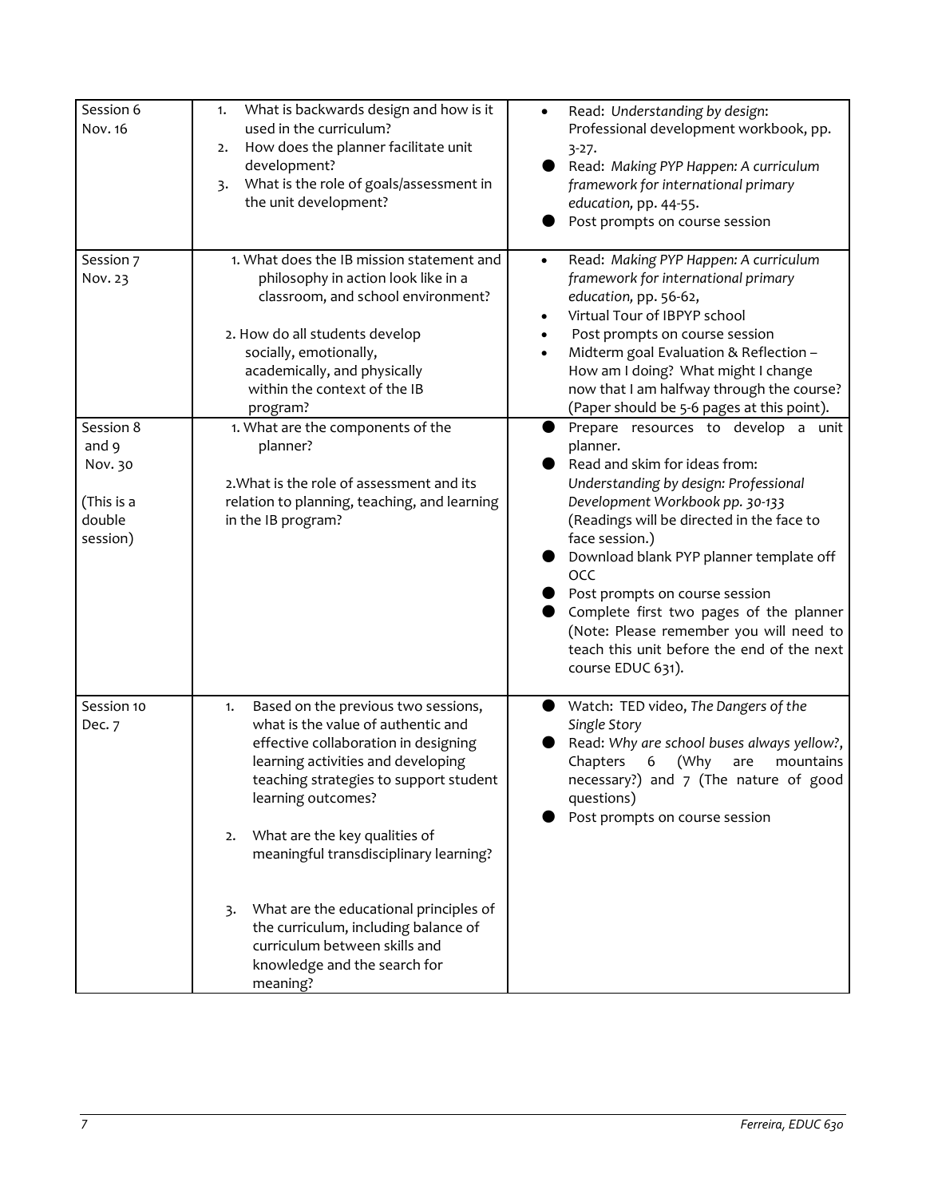| Session 6<br>Nov. 16 | 1. What is backwards design and how is it used in the curriculum?<br>2. How does the planner facilitate unit development?<br>3. What is the role of goals/assessment in the unit development? | • Read: *Understanding by design*: Professional development workbook, pp. 3-27.<br>• Read: *Making PYP Happen: A curriculum framework for international primary education,* pp. 44-55.<br>• Post prompts on course session |
|---|---|---|
| Session 7<br>Nov. 23 | 1. What does the IB mission statement and philosophy in action look like in a classroom, and school environment?<br><br>2. How do all students develop socially, emotionally, academically, and physically within the context of the IB program? | • Read: *Making PYP Happen: A curriculum framework for international primary education,* pp. 56-62,<br>• Virtual Tour of IBPYP school<br>• Post prompts on course session<br>• Midterm goal Evaluation & Reflection – How am I doing? What might I change now that I am halfway through the course? (Paper should be 5-6 pages at this point). |
| Session 8 and 9<br>Nov. 30<br><br>(This is a double session) | 1. What are the components of the planner?<br><br>2. What is the role of assessment and its relation to planning, teaching, and learning in the IB program? | • Prepare resources to develop a unit planner.<br>• Read and skim for ideas from: *Understanding by design: Professional Development Workbook pp. 30-133* (Readings will be directed in the face to face session.)<br>• Download blank PYP planner template off OCC<br>• Post prompts on course session<br>• Complete first two pages of the planner (Note: Please remember you will need to teach this unit before the end of the next course EDUC 631). |
| Session 10<br>Dec. 7 | 1. Based on the previous two sessions, what is the value of authentic and effective collaboration in designing learning activities and developing teaching strategies to support student learning outcomes?<br><br>2. What are the key qualities of meaningful transdisciplinary learning?<br><br>3. What are the educational principles of the curriculum, including balance of curriculum between skills and knowledge and the search for meaning? | • Watch: TED video, *The Dangers of the Single Story*<br>• Read: *Why are school buses always yellow?*, Chapters 6 (Why are mountains necessary?) and 7 (The nature of good questions)<br>• Post prompts on course session |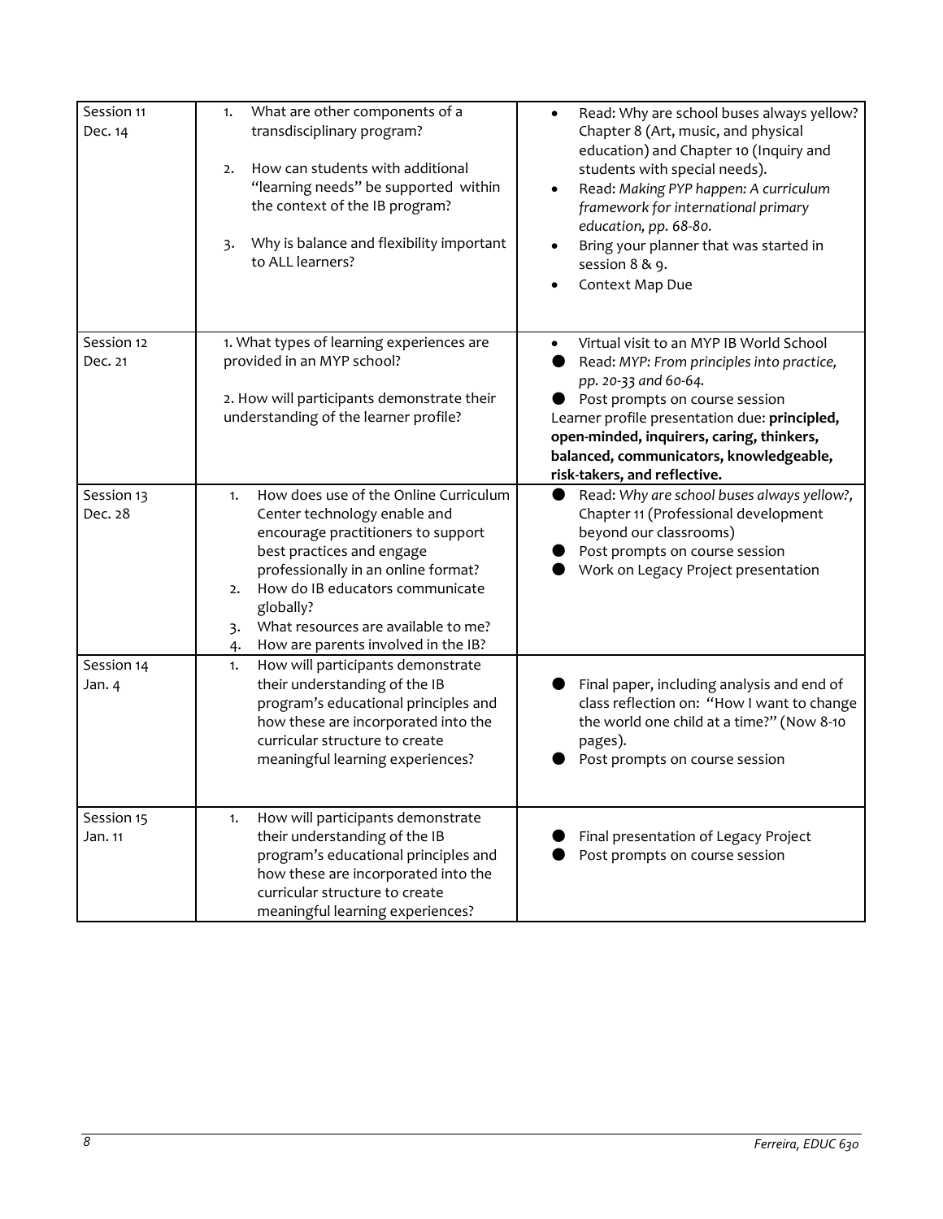| | | |
|---|---|---|
| Session 11<br>Dec. 14 | 1. What are other components of a transdisciplinary program?<br><br>2. How can students with additional "learning needs" be supported within the context of the IB program?<br><br>3. Why is balance and flexibility important to ALL learners? | • Read: Why are school buses always yellow? Chapter 8 (Art, music, and physical education) and Chapter 10 (Inquiry and students with special needs).<br>• Read: *Making PYP happen: A curriculum framework for international primary education, pp. 68-80.*<br>• Bring your planner that was started in session 8 & 9.<br>• Context Map Due |
| Session 12<br>Dec. 21 | 1. What types of learning experiences are provided in an MYP school?<br><br>2. How will participants demonstrate their understanding of the learner profile? | • Virtual visit to an MYP IB World School<br>• Read: *MYP: From principles into practice, pp. 20-33 and 60-64.*<br>• Post prompts on course session<br>Learner profile presentation due: **principled, open-minded, inquirers, caring, thinkers, balanced, communicators, knowledgeable, risk-takers, and reflective.** |
| Session 13<br>Dec. 28 | 1. How does use of the Online Curriculum Center technology enable and encourage practitioners to support best practices and engage professionally in an online format?<br>2. How do IB educators communicate globally?<br>3. What resources are available to me?<br>4. How are parents involved in the IB? | • Read: *Why are school buses always yellow?,* Chapter 11 (Professional development beyond our classrooms)<br>• Post prompts on course session<br>• Work on Legacy Project presentation |
| Session 14<br>Jan. 4 | 1. How will participants demonstrate their understanding of the IB program's educational principles and how these are incorporated into the curricular structure to create meaningful learning experiences? | • Final paper, including analysis and end of class reflection on: "How I want to change the world one child at a time?" (Now 8-10 pages).<br>• Post prompts on course session |
| Session 15<br>Jan. 11 | 1. How will participants demonstrate their understanding of the IB program's educational principles and how these are incorporated into the curricular structure to create meaningful learning experiences? | • Final presentation of Legacy Project<br>• Post prompts on course session |